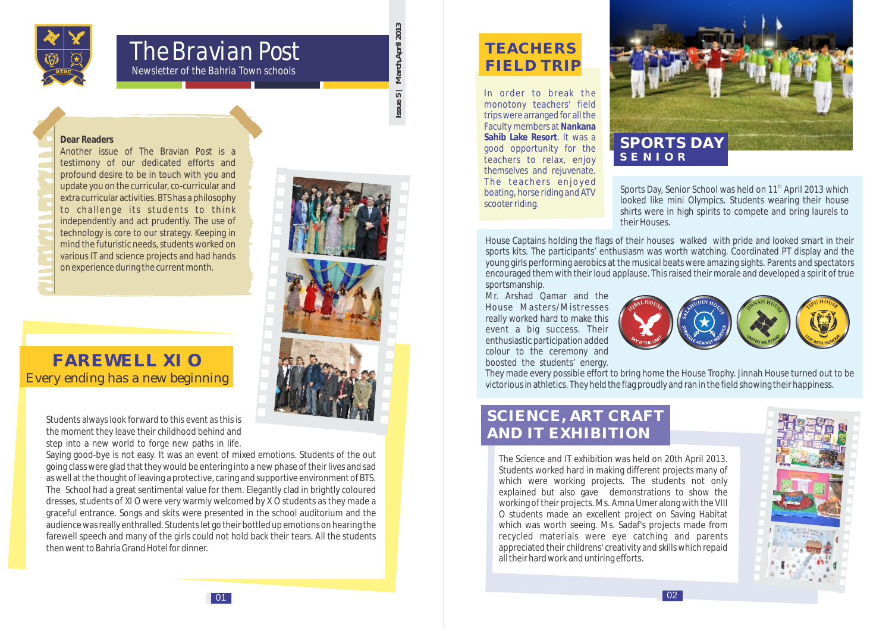# The Bravian Post

Newsletter of the Bahria Town schools

**Dear Readers**

Another issue of The Bravian Post is a testimony of our dedicated efforts and profound desire to be in touch with you and update you on the curricular, co-curricular and extra curricular activities. BTS has a philosophy to challenge its students to think independently and act prudently. The use of technology is core to our strategy. Keeping in mind the futuristic needs, students worked on various IT and science projects and had hands on experience during the current month.

## FAREWELL XI O

Every ending has a new beginning

Students always look forward to this event as this is the moment they leave their childhood behind and step into a new world to forge new paths in life. Saying good-bye is not easy. It was an event of mixed emotions. Students of the out going class were glad that they would be entering into a new phase of their lives and sad as well at the thought of leaving a protective, caring and supportive environment of BTS. The School had a great sentimental value for them. Elegantly clad in brightly coloured dresses, students of XI O were very warmly welcomed by X O students as they made a graceful entrance. Songs and skits were presented in the school auditorium and the audience was really enthralled. Students let go their bottled up emotions on hearing the farewell speech and many of the girls could not hold back their tears. All the students then went to Bahria Grand Hotel for dinner.

## TEACHERS FIELD TRIP

In order to break the monotony teachers' field trips were arranged for all the Faculty members at **Nankana Sahib Lake Resort**. It was a good opportunity for the teachers to relax, enjoy themselves and rejuvenate. The teachers enjoyed boating, horse riding and ATV scooter riding.

## SPORTS DAY SENIOR

Sports Day, Senior School was held on 11th April 2013 which looked like mini Olympics. Students wearing their house shirts were in high spirits to compete and bring laurels to their Houses.

House Captains holding the flags of their houses walked with pride and looked smart in their sports kits. The participants' enthusiasm was worth watching. Coordinated PT display and the young girls performing aerobics at the musical beats were amazing sights. Parents and spectators encouraged them with their loud applause. This raised their morale and developed a spirit of true sportsmanship.

Mr. Arshad Qamar and the House Masters/Mistresses really worked hard to make this event a big success. Their enthusiastic participation added colour to the ceremony and boosted the students' energy. They made every possible effort to bring home the House Trophy. Jinnah House turned out to be victorious in athletics. They held the flag proudly and ran in the field showing their happiness.

## SCIENCE, ART CRAFT AND IT EXHIBITION

The Science and IT exhibition was held on 20th April 2013. Students worked hard in making different projects many of which were working projects. The students not only explained but also gave demonstrations to show the working of their projects. Ms. Amna Umer along with the VIII O students made an excellent project on Saving Habitat which was worth seeing. Ms. Sadaf's projects made from recycled materials were eye catching and parents appreciated their childrens' creativity and skills which repaid all their hard work and untiring efforts.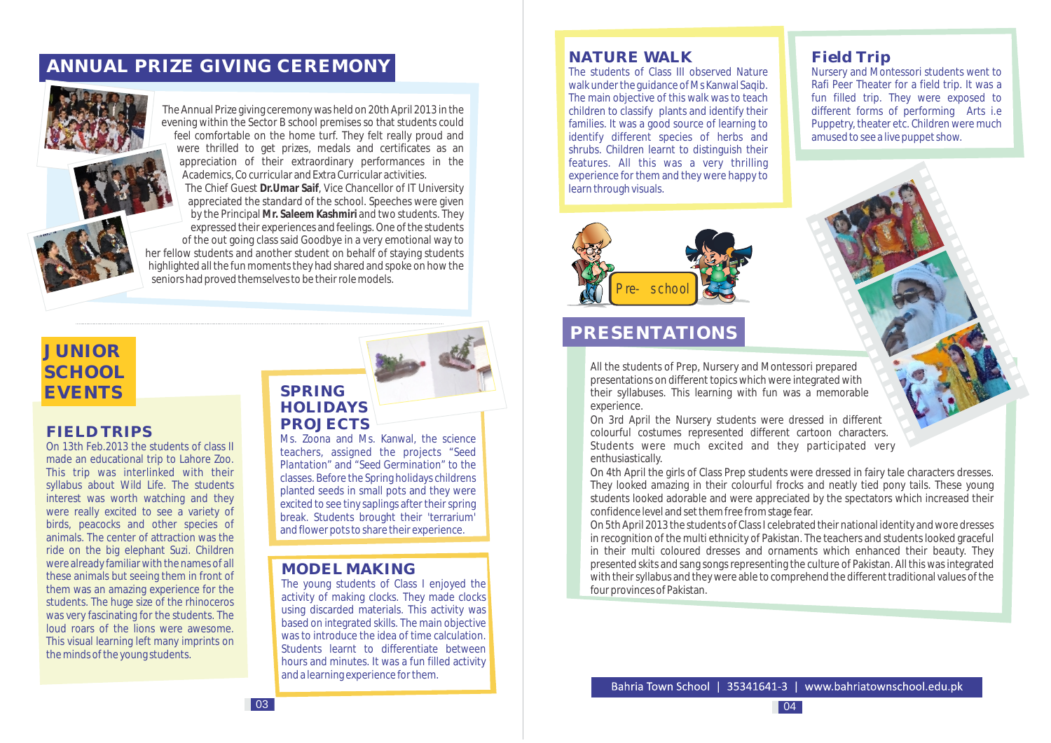## ANNUAL PRIZE GIVING CEREMONY

The Annual Prize giving ceremony was held on 20th April 2013 in the evening within the Sector B school premises so that students could feel comfortable on the home turf. They felt really proud and were thrilled to get prizes, medals and certificates as an appreciation of their extraordinary performances in the Academics, Co curricular and Extra Curricular activities.

The Chief Guest **Dr.Umar Saif**, Vice Chancellor of IT University appreciated the standard of the school. Speeches were given by the Principal **Mr. Saleem Kashmiri** and two students. They expressed their experiences and feelings. One of the students of the out going class said Goodbye in a very emotional way to her fellow students and another student on behalf of staying students highlighted all the fun moments they had shared and spoke on how the seniors had proved themselves to be their role models.

## JUNIOR SCHOOL EVENTS

### FIELD TRIPS

On 13th Feb.2013 the students of class II made an educational trip to Lahore Zoo. This trip was interlinked with their syllabus about Wild Life. The students interest was worth watching and they were really excited to see a variety of birds, peacocks and other species of animals. The center of attraction was the ride on the big elephant Suzi. Children were already familiar with the names of all these animals but seeing them in front of them was an amazing experience for the students. The huge size of the rhinoceros was very fascinating for the students. The loud roars of the lions were awesome. This visual learning left many imprints on the minds of the young students.

### SPRING HOLIDAYS PROJECTS

Ms. Zoona and Ms. Kanwal, the science teachers, assigned the projects "Seed Plantation" and "Seed Germination" to the classes. Before the Spring holidays childrens planted seeds in small pots and they were excited to see tiny saplings after their spring break. Students brought their 'terrarium' and flower pots to share their experience.

### MODEL MAKING

The young students of Class I enjoyed the activity of making clocks. They made clocks using discarded materials. This activity was based on integrated skills. The main objective was to introduce the idea of time calculation. Students learnt to differentiate between hours and minutes. It was a fun filled activity and a learning experience for them.

### NATURE WALK

The students of Class III observed Nature walk under the guidance of Ms Kanwal Saqib. The main objective of this walk was to teach children to classify plants and identify their families. It was a good source of learning to identify different species of herbs and shrubs. Children learnt to distinguish their features. All this was a very thrilling experience for them and they were happy to learn through visuals.

### Field Trip

Nursery and Montessori students went to Rafi Peer Theater for a field trip. It was a fun filled trip. They were exposed to different forms of performing Arts i.e Puppetry, theater etc. Children were much amused to see a live puppet show.

Pre- school

## PRESENTATIONS

All the students of Prep, Nursery and Montessori prepared presentations on different topics which were integrated with their syllabuses. This learning with fun was a memorable experience.

On 3rd April the Nursery students were dressed in different colourful costumes represented different cartoon characters. Students were much excited and they participated very enthusiastically.

On 4th April the girls of Class Prep students were dressed in fairy tale characters dresses. They looked amazing in their colourful frocks and neatly tied pony tails. These young students looked adorable and were appreciated by the spectators which increased their confidence level and set them free from stage fear.

On 5th April 2013 the students of Class I celebrated their national identity and wore dresses in recognition of the multi ethnicity of Pakistan. The teachers and students looked graceful in their multi coloured dresses and ornaments which enhanced their beauty. They presented skits and sang songs representing the culture of Pakistan. All this was integrated with their syllabus and they were able to comprehend the different traditional values of the four provinces of Pakistan.

Bahria Town School | 35341641-3 | www.bahriatownschool.edu.pk